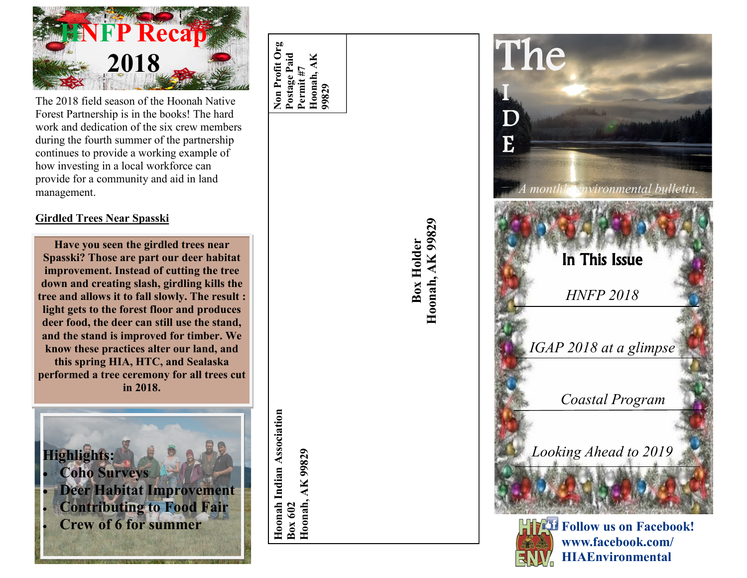# HNFP Recap 2018

The 2018 field season of the Hoonah Native Forest Partnership is in the books! The hard work and dedication of the six crew members during the fourth summer of the partnership continues to provide a working example of how investing in a local workforce can provide for a community and aid in land management.

**Girdled Trees Near Spasski**

**Have you seen the girdled trees near Spasski? Those are part our deer habitat improvement. Instead of cutting the tree down and creating slash, girdling kills the tree and allows it to fall slowly. The result : light gets to the forest floor and produces deer food, the deer can still use the stand, and the stand is improved for timber. We know these practices alter our land, and this spring HIA, HTC, and Sealaska performed a tree ceremony for all trees cut in 2018.**

**Highlights:**

- **Coho Surveys**
- **Deer Habitat Improvement**
- **Contributing to Food Fair**
- **Crew of 6 for summer**

**Non Profit Org**
**Postage Paid**
**Permit #7**
**Hoonah, AK**
**99829**

**Hoonah Indian Association**
**Box 602**
**Hoonah, AK 99829**

**Box Holder**
**Hoonah, AK 99829**

# The TIDE

*A monthly environmental bulletin.*

## In This Issue

*HNFP 2018*

*IGAP 2018 at a glimpse*

*Coastal Program*

*Looking Ahead to 2019*

**Follow us on Facebook!**
**www.facebook.com/HIAEnvironmental**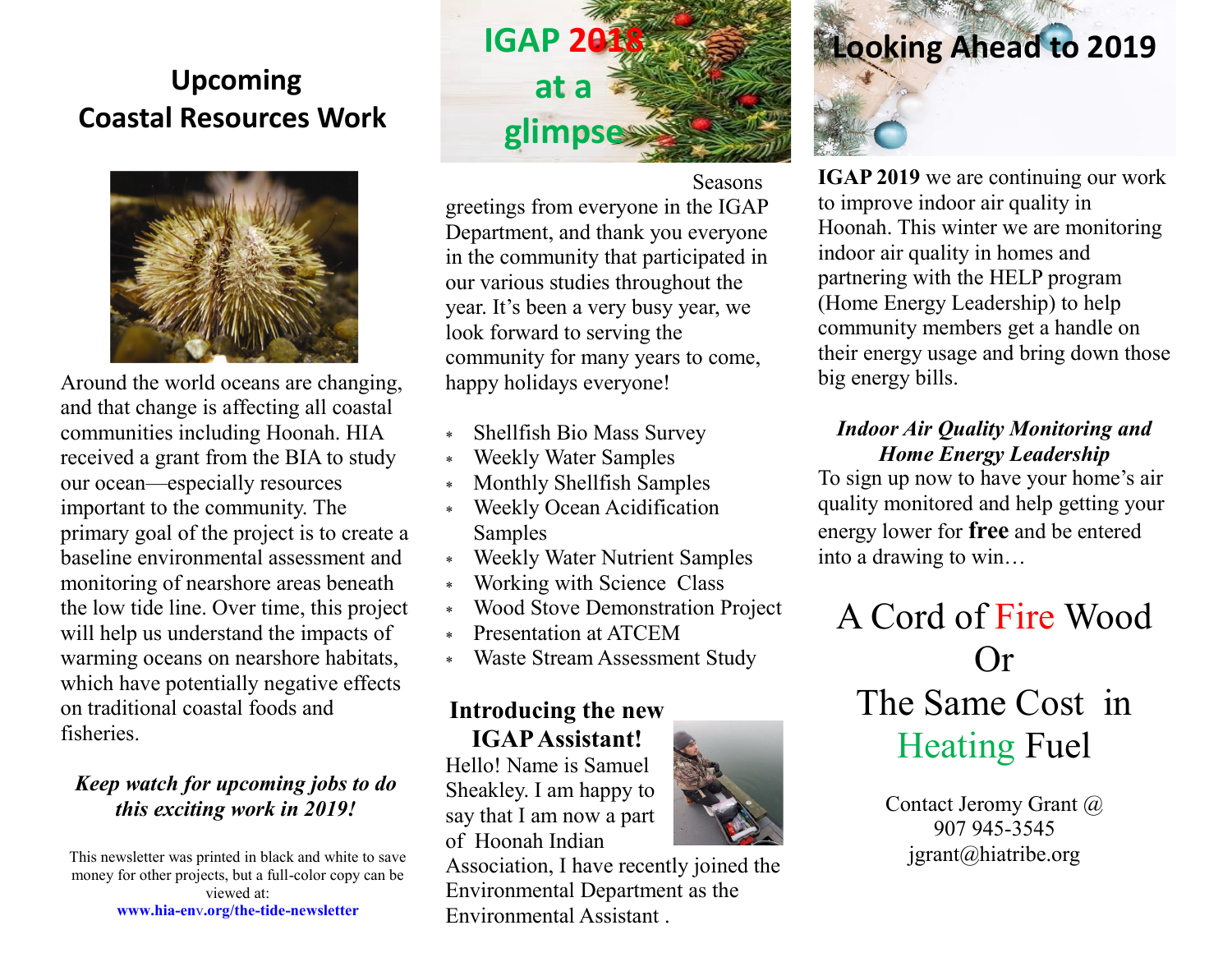## Upcoming Coastal Resources Work

Around the world oceans are changing, and that change is affecting all coastal communities including Hoonah. HIA received a grant from the BIA to study our ocean—especially resources important to the community. The primary goal of the project is to create a baseline environmental assessment and monitoring of nearshore areas beneath the low tide line. Over time, this project will help us understand the impacts of warming oceans on nearshore habitats, which have potentially negative effects on traditional coastal foods and fisheries.

***Keep watch for upcoming jobs to do this exciting work in 2019!***

This newsletter was printed in black and white to save money for other projects, but a full-color copy can be viewed at: **www.hia-env.org/the-tide-newsletter**

## IGAP 2018 at a glimpse

Seasons greetings from everyone in the IGAP Department, and thank you everyone in the community that participated in our various studies throughout the year. It's been a very busy year, we look forward to serving the community for many years to come, happy holidays everyone!

* Shellfish Bio Mass Survey
* Weekly Water Samples
* Monthly Shellfish Samples
* Weekly Ocean Acidification Samples
* Weekly Water Nutrient Samples
* Working with Science Class
* Wood Stove Demonstration Project
* Presentation at ATCEM
* Waste Stream Assessment Study

### Introducing the new IGAP Assistant!

Hello! Name is Samuel Sheakley. I am happy to say that I am now a part of Hoonah Indian Association, I have recently joined the Environmental Department as the Environmental Assistant .

## Looking Ahead to 2019

**IGAP 2019** we are continuing our work to improve indoor air quality in Hoonah. This winter we are monitoring indoor air quality in homes and partnering with the HELP program (Home Energy Leadership) to help community members get a handle on their energy usage and bring down those big energy bills.

***Indoor Air Quality Monitoring and Home Energy Leadership***

To sign up now to have your home's air quality monitored and help getting your energy lower for **free** and be entered into a drawing to win…

A Cord of Fire Wood
Or
The Same Cost in Heating Fuel

Contact Jeromy Grant @
907 945-3545
jgrant@hiatribe.org